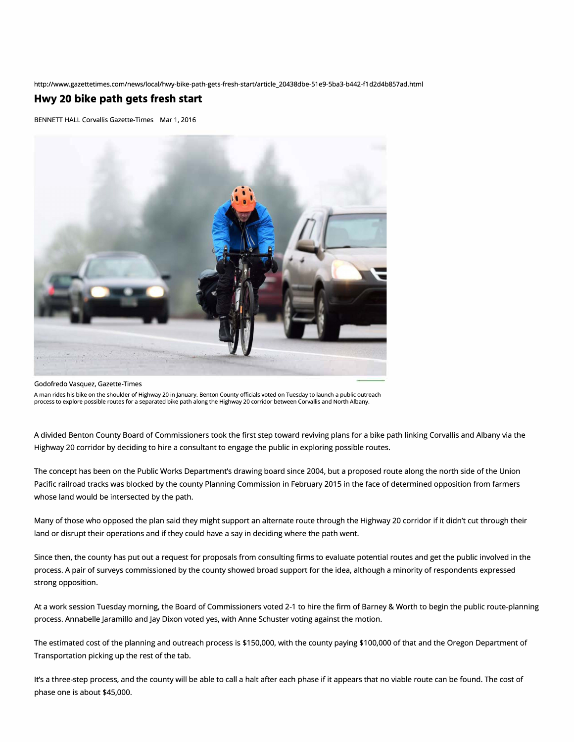http://www.gazettetimes.com/news/local/hwy-bike-path-gets-fresh-start/article_20438dbe-51e9-5ba3-b442-f1d2d4b857ad.html

# Hwy 20 bike path gets fresh start

BENNETT HALL Corvallis Gazette-Times Mar 1, 2016

Godofredo Vasquez, Gazette-Times

A man rides his bike on the shoulder of Highway 20 in January. Benton County officials voted on Tuesday to launch a public outreach process to explore possible routes for a separated bike path along the Highway 20 corridor between Corvallis and North Albany.

A divided Benton County Board of Commissioners took the first step toward reviving plans for a bike path linking Corvallis and Albany via the Highway 20 corridor by deciding to hire a consultant to engage the public in exploring possible routes.

The concept has been on the Public Works Department's drawing board since 2004, but a proposed route along the north side of the Union Pacific railroad tracks was blocked by the county Planning Commission in February 2015 in the face of determined opposition from farmers whose land would be intersected by the path.

Many of those who opposed the plan said they might support an alternate route through the Highway 20 corridor if it didn't cut through their land or disrupt their operations and if they could have a say in deciding where the path went.

Since then, the county has put out a request for proposals from consulting firms to evaluate potential routes and get the public involved in the process. A pair of surveys commissioned by the county showed broad support for the idea, although a minority of respondents expressed strong opposition.

At a work session Tuesday morning, the Board of Commissioners voted 2-1 to hire the firm of Barney & Worth to begin the public route-planning process. Annabelle Jaramillo and Jay Dixon voted yes, with Anne Schuster voting against the motion.

The estimated cost of the planning and outreach process is $150,000, with the county paying $100,000 of that and the Oregon Department of Transportation picking up the rest of the tab.

It's a three-step process, and the county will be able to call a halt after each phase if it appears that no viable route can be found. The cost of phase one is about $45,000.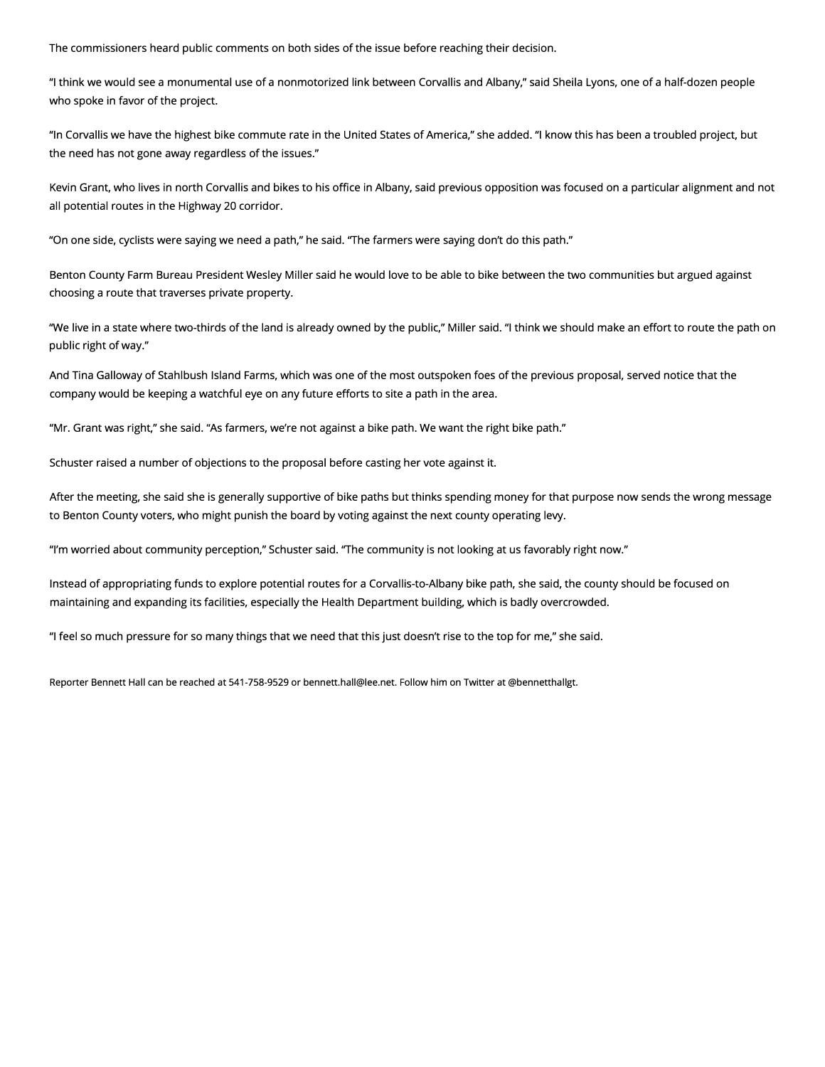The commissioners heard public comments on both sides of the issue before reaching their decision.

"I think we would see a monumental use of a nonmotorized link between Corvallis and Albany," said Sheila Lyons, one of a half-dozen people who spoke in favor of the project.

"In Corvallis we have the highest bike commute rate in the United States of America," she added. "I know this has been a troubled project, but the need has not gone away regardless of the issues."

Kevin Grant, who lives in north Corvallis and bikes to his office in Albany, said previous opposition was focused on a particular alignment and not all potential routes in the Highway 20 corridor.

"On one side, cyclists were saying we need a path," he said. "The farmers were saying don't do this path."

Benton County Farm Bureau President Wesley Miller said he would love to be able to bike between the two communities but argued against choosing a route that traverses private property.

"We live in a state where two-thirds of the land is already owned by the public," Miller said. "I think we should make an effort to route the path on public right of way."

And Tina Galloway of Stahlbush Island Farms, which was one of the most outspoken foes of the previous proposal, served notice that the company would be keeping a watchful eye on any future efforts to site a path in the area.

"Mr. Grant was right," she said. "As farmers, we're not against a bike path. We want the right bike path."

Schuster raised a number of objections to the proposal before casting her vote against it.

After the meeting, she said she is generally supportive of bike paths but thinks spending money for that purpose now sends the wrong message to Benton County voters, who might punish the board by voting against the next county operating levy.

"I'm worried about community perception," Schuster said. "The community is not looking at us favorably right now."

Instead of appropriating funds to explore potential routes for a Corvallis-to-Albany bike path, she said, the county should be focused on maintaining and expanding its facilities, especially the Health Department building, which is badly overcrowded.

"I feel so much pressure for so many things that we need that this just doesn't rise to the top for me," she said.

Reporter Bennett Hall can be reached at 541-758-9529 or bennett.hall@lee.net. Follow him on Twitter at @bennetthallgt.